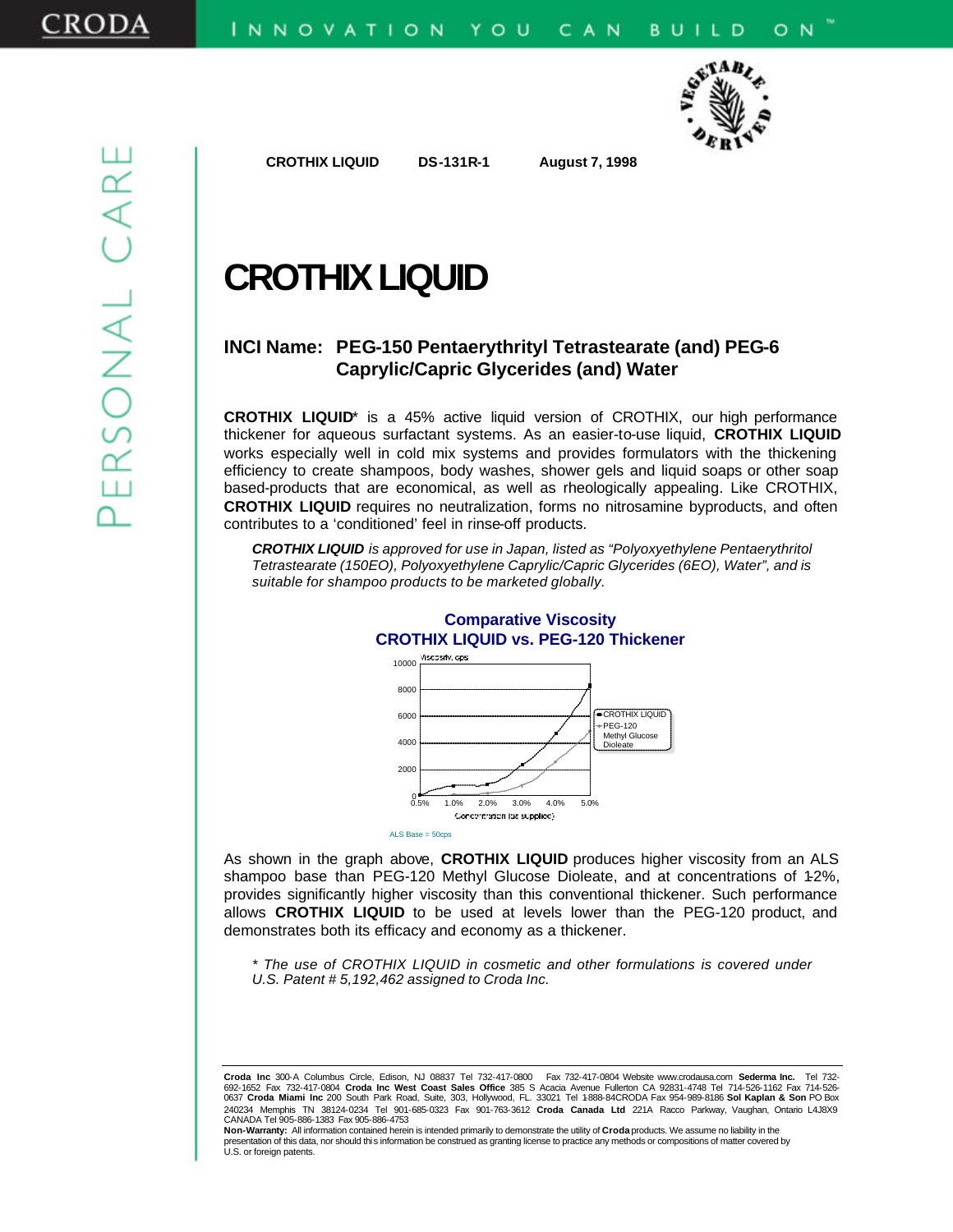CROTHIX LIQUID DS-131R-1 August 7, 1998

# CROTHIX LIQUID

## INCI Name: PEG-150 Pentaerythrityl Tetrastearate (and) PEG-6 Caprylic/Capric Glycerides (and) Water

**CROTHIX LIQUID*** is a 45% active liquid version of CROTHIX, our high performance thickener for aqueous surfactant systems. As an easier-to-use liquid, **CROTHIX LIQUID** works especially well in cold mix systems and provides formulators with the thickening efficiency to create shampoos, body washes, shower gels and liquid soaps or other soap based-products that are economical, as well as rheologically appealing. Like CROTHIX, **CROTHIX LIQUID** requires no neutralization, forms no nitrosamine byproducts, and often contributes to a 'conditioned' feel in rinse-off products.

*__CROTHIX LIQUID__ is approved for use in Japan, listed as "Polyoxyethylene Pentaerythritol Tetrastearate (150EO), Polyoxyethylene Caprylic/Capric Glycerides (6EO), Water", and is suitable for shampoo products to be marketed globally.*

**Comparative Viscosity**
**CROTHIX LIQUID vs. PEG-120 Thickener**

ALS Base = 50cps

As shown in the graph above, **CROTHIX LIQUID** produces higher viscosity from an ALS shampoo base than PEG-120 Methyl Glucose Dioleate, and at concentrations of 1-2%, provides significantly higher viscosity than this conventional thickener. Such performance allows **CROTHIX LIQUID** to be used at levels lower than the PEG-120 product, and demonstrates both its efficacy and economy as a thickener.

*\* The use of CROTHIX LIQUID in cosmetic and other formulations is covered under U.S. Patent # 5,192,462 assigned to Croda Inc.*

**Croda Inc** 300-A Columbus Circle, Edison, NJ 08837 Tel 732-417-0800 Fax 732-417-0804 Website www.crodausa.com **Sederma Inc.** Tel 732-692-1652 Fax 732-417-0804 **Croda Inc West Coast Sales Office** 385 S Acacia Avenue Fullerton CA 92831-4748 Tel 714-526-1162 Fax 714-526-0637 **Croda Miami Inc** 200 South Park Road, Suite, 303, Hollywood, FL. 33021 Tel 1-888-84CRODA Fax 954-989-8186 **Sol Kaplan & Son** PO Box 240234 Memphis TN 38124-0234 Tel 901-685-0323 Fax 901-763-3612 **Croda Canada Ltd** 221A Racco Parkway, Vaughan, Ontario L4J8X9 CANADA Tel 905-886-1383 Fax 905-886-4753

**Non-Warranty:** All information contained herein is intended primarily to demonstrate the utility of **Croda** products. We assume no liability in the presentation of this data, nor should this information be construed as granting license to practice any methods or compositions of matter covered by U.S. or foreign patents.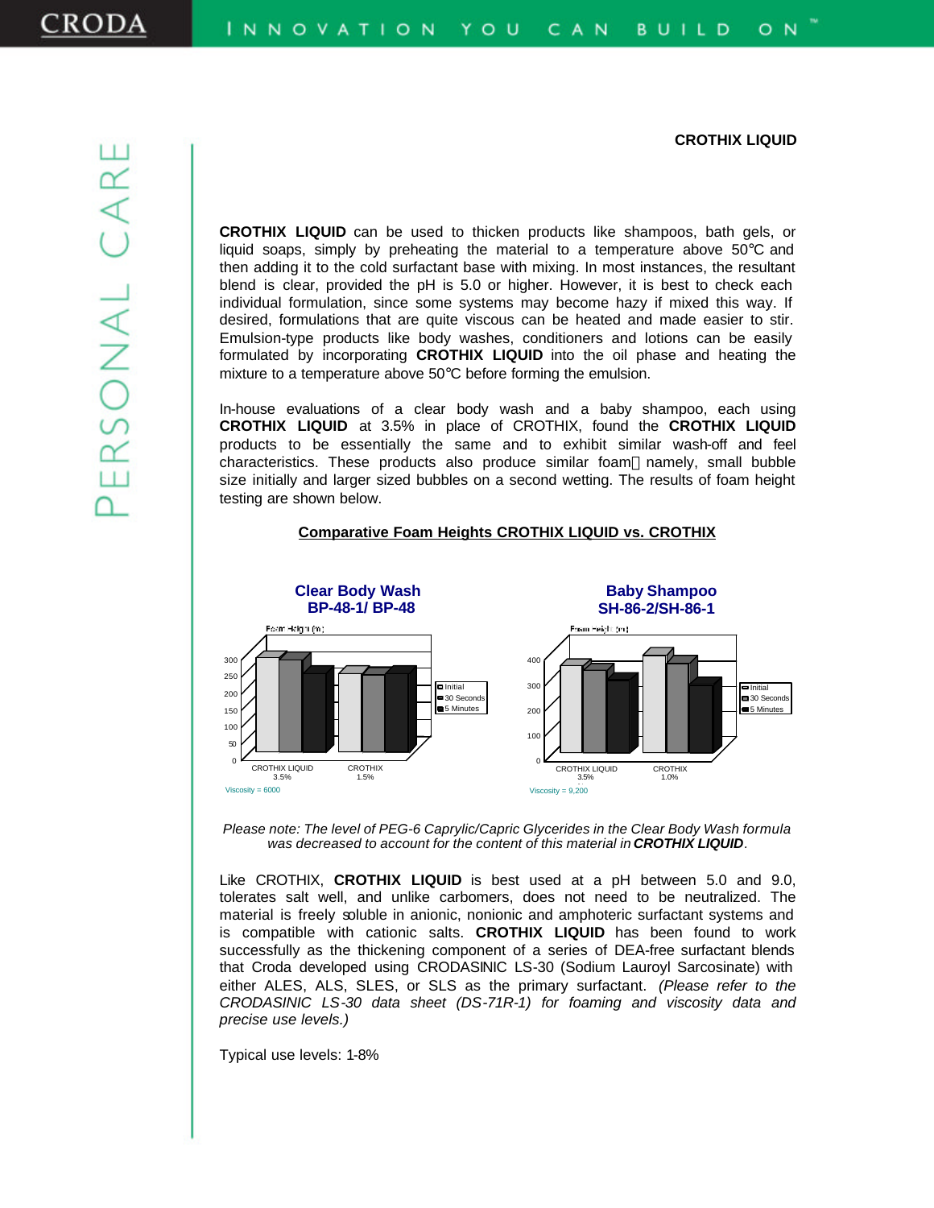**CROTHIX LIQUID**

**CROTHIX LIQUID** can be used to thicken products like shampoos, bath gels, or liquid soaps, simply by preheating the material to a temperature above 50°C and then adding it to the cold surfactant base with mixing. In most instances, the resultant blend is clear, provided the pH is 5.0 or higher. However, it is best to check each individual formulation, since some systems may become hazy if mixed this way. If desired, formulations that are quite viscous can be heated and made easier to stir. Emulsion-type products like body washes, conditioners and lotions can be easily formulated by incorporating **CROTHIX LIQUID** into the oil phase and heating the mixture to a temperature above 50°C before forming the emulsion.

In-house evaluations of a clear body wash and a baby shampoo, each using **CROTHIX LIQUID** at 3.5% in place of CROTHIX, found the **CROTHIX LIQUID** products to be essentially the same and to exhibit similar wash-off and feel characteristics. These products also produce similar foam namely, small bubble size initially and larger sized bubbles on a second wetting. The results of foam height testing are shown below.

**Comparative Foam Heights CROTHIX LIQUID vs. CROTHIX**

**Clear Body Wash BP-48-1/ BP-48**

Foam Height (ml)

Legend: Initial, 30 Seconds, 5 Minutes

CROTHIX LIQUID 3.5% | CROTHIX 1.5%

Viscosity = 6000

**Baby Shampoo SH-86-2/SH-86-1**

Foam Height (ml)

Legend: Initial, 30 Seconds, 5 Minutes

CROTHIX LIQUID 3.5% | CROTHIX 1.0%

Viscosity = 9,200

*Please note: The level of PEG-6 Caprylic/Capric Glycerides in the Clear Body Wash formula was decreased to account for the content of this material in* ***CROTHIX LIQUID****.*

Like CROTHIX, **CROTHIX LIQUID** is best used at a pH between 5.0 and 9.0, tolerates salt well, and unlike carbomers, does not need to be neutralized. The material is freely soluble in anionic, nonionic and amphoteric surfactant systems and is compatible with cationic salts. **CROTHIX LIQUID** has been found to work successfully as the thickening component of a series of DEA-free surfactant blends that Croda developed using CRODASINIC LS-30 (Sodium Lauroyl Sarcosinate) with either ALES, ALS, SLES, or SLS as the primary surfactant. *(Please refer to the CRODASINIC LS-30 data sheet (DS-71R-1) for foaming and viscosity data and precise use levels.)*

Typical use levels: 1-8%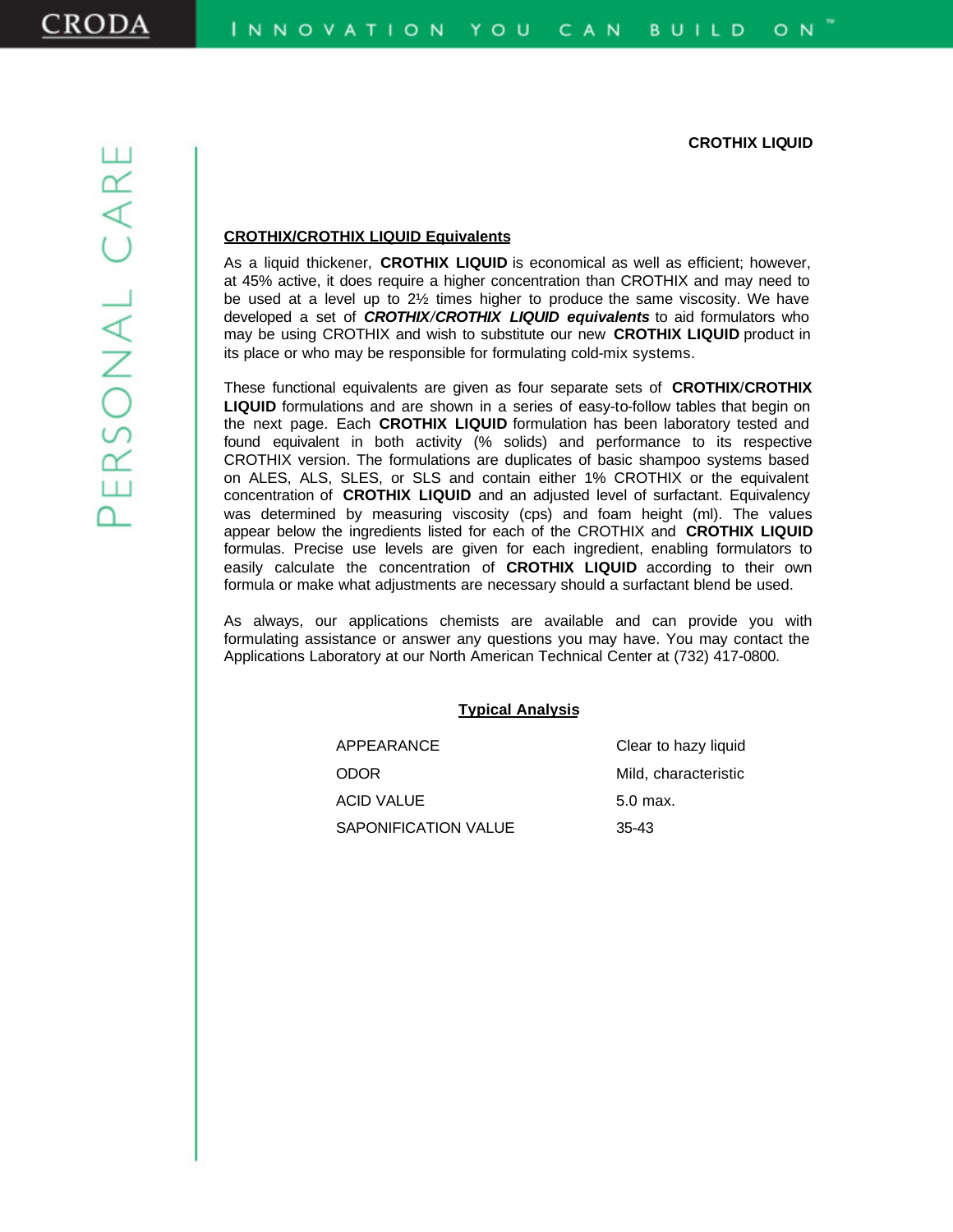**CROTHIX LIQUID**

## CROTHIX/CROTHIX LIQUID Equivalents

As a liquid thickener, **CROTHIX LIQUID** is economical as well as efficient; however, at 45% active, it does require a higher concentration than CROTHIX and may need to be used at a level up to 2½ times higher to produce the same viscosity. We have developed a set of ***CROTHIX/CROTHIX LIQUID equivalents*** to aid formulators who may be using CROTHIX and wish to substitute our new **CROTHIX LIQUID** product in its place or who may be responsible for formulating cold-mix systems.

These functional equivalents are given as four separate sets of **CROTHIX/CROTHIX LIQUID** formulations and are shown in a series of easy-to-follow tables that begin on the next page. Each **CROTHIX LIQUID** formulation has been laboratory tested and found equivalent in both activity (% solids) and performance to its respective CROTHIX version. The formulations are duplicates of basic shampoo systems based on ALES, ALS, SLES, or SLS and contain either 1% CROTHIX or the equivalent concentration of **CROTHIX LIQUID** and an adjusted level of surfactant. Equivalency was determined by measuring viscosity (cps) and foam height (ml). The values appear below the ingredients listed for each of the CROTHIX and **CROTHIX LIQUID** formulas. Precise use levels are given for each ingredient, enabling formulators to easily calculate the concentration of **CROTHIX LIQUID** according to their own formula or make what adjustments are necessary should a surfactant blend be used.

As always, our applications chemists are available and can provide you with formulating assistance or answer any questions you may have. You may contact the Applications Laboratory at our North American Technical Center at (732) 417-0800.

### Typical Analysis

| | |
|---|---|
| APPEARANCE | Clear to hazy liquid |
| ODOR | Mild, characteristic |
| ACID VALUE | 5.0 max. |
| SAPONIFICATION VALUE | 35-43 |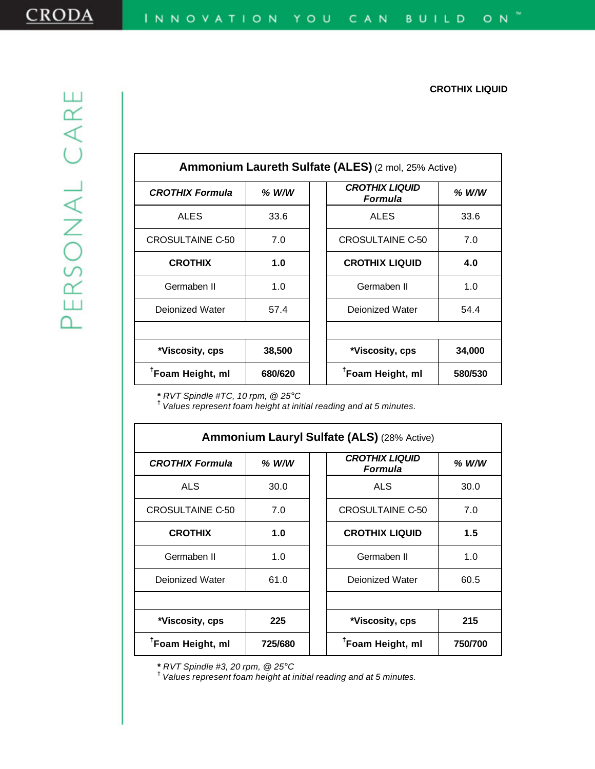**CROTHIX LIQUID**

| **Ammonium Laureth Sulfate (ALES)** (2 mol, 25% Active) | | | |
|---|---|---|---|
| ***CROTHIX Formula*** | ***% W/W*** | ***CROTHIX LIQUID Formula*** | ***% W/W*** |
| ALES | 33.6 | ALES | 33.6 |
| CROSULTAINE C-50 | 7.0 | CROSULTAINE C-50 | 7.0 |
| **CROTHIX** | **1.0** | **CROTHIX LIQUID** | **4.0** |
| Germaben II | 1.0 | Germaben II | 1.0 |
| Deionized Water | 57.4 | Deionized Water | 54.4 |
| | | | |
| ***Viscosity, cps** | **38,500** | ***Viscosity, cps** | **34,000** |
| **†Foam Height, ml** | **680/620** | **†Foam Height, ml** | **580/530** |

*** *RVT Spindle #TC, 10 rpm, @ 25°C*
† *Values represent foam height at initial reading and at 5 minutes.*

| **Ammonium Lauryl Sulfate (ALS)** (28% Active) | | | |
|---|---|---|---|
| ***CROTHIX Formula*** | ***% W/W*** | ***CROTHIX LIQUID Formula*** | ***% W/W*** |
| ALS | 30.0 | ALS | 30.0 |
| CROSULTAINE C-50 | 7.0 | CROSULTAINE C-50 | 7.0 |
| **CROTHIX** | **1.0** | **CROTHIX LIQUID** | **1.5** |
| Germaben II | 1.0 | Germaben II | 1.0 |
| Deionized Water | 61.0 | Deionized Water | 60.5 |
| | | | |
| ***Viscosity, cps** | **225** | ***Viscosity, cps** | **215** |
| **†Foam Height, ml** | **725/680** | **†Foam Height, ml** | **750/700** |

*** *RVT Spindle #3, 20 rpm, @ 25°C*
† *Values represent foam height at initial reading and at 5 minutes.*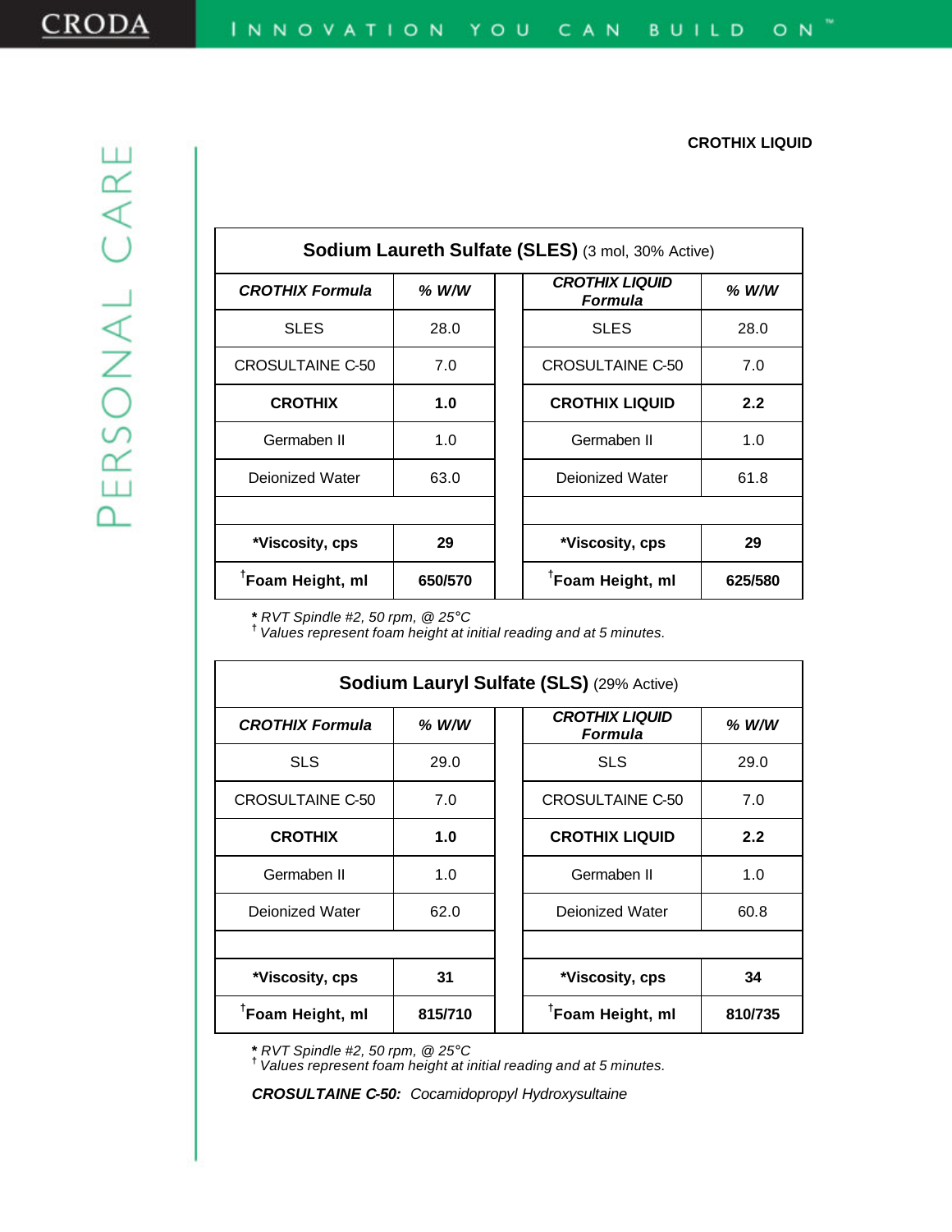CROTHIX LIQUID

| **Sodium Laureth Sulfate (SLES)** (3 mol, 30% Active) | | | |
|---|---|---|---|
| ***CROTHIX Formula*** | ***% W/W*** | ***CROTHIX LIQUID Formula*** | ***% W/W*** |
| SLES | 28.0 | SLES | 28.0 |
| CROSULTAINE C-50 | 7.0 | CROSULTAINE C-50 | 7.0 |
| **CROTHIX** | **1.0** | **CROTHIX LIQUID** | **2.2** |
| Germaben II | 1.0 | Germaben II | 1.0 |
| Deionized Water | 63.0 | Deionized Water | 61.8 |
| | | | |
| ***Viscosity, cps** | **29** | ***Viscosity, cps** | **29** |
| **†Foam Height, ml** | **650/570** | **†Foam Height, ml** | **625/580** |

*\* RVT Spindle #2, 50 rpm, @ 25°C*
*† Values represent foam height at initial reading and at 5 minutes.*

| **Sodium Lauryl Sulfate (SLS)** (29% Active) | | | |
|---|---|---|---|
| ***CROTHIX Formula*** | ***% W/W*** | ***CROTHIX LIQUID Formula*** | ***% W/W*** |
| SLS | 29.0 | SLS | 29.0 |
| CROSULTAINE C-50 | 7.0 | CROSULTAINE C-50 | 7.0 |
| **CROTHIX** | **1.0** | **CROTHIX LIQUID** | **2.2** |
| Germaben II | 1.0 | Germaben II | 1.0 |
| Deionized Water | 62.0 | Deionized Water | 60.8 |
| | | | |
| ***Viscosity, cps** | **31** | ***Viscosity, cps** | **34** |
| **†Foam Height, ml** | **815/710** | **†Foam Height, ml** | **810/735** |

*\* RVT Spindle #2, 50 rpm, @ 25°C*
*† Values represent foam height at initial reading and at 5 minutes.*

***CROSULTAINE C-50:*** *Cocamidopropyl Hydroxysultaine*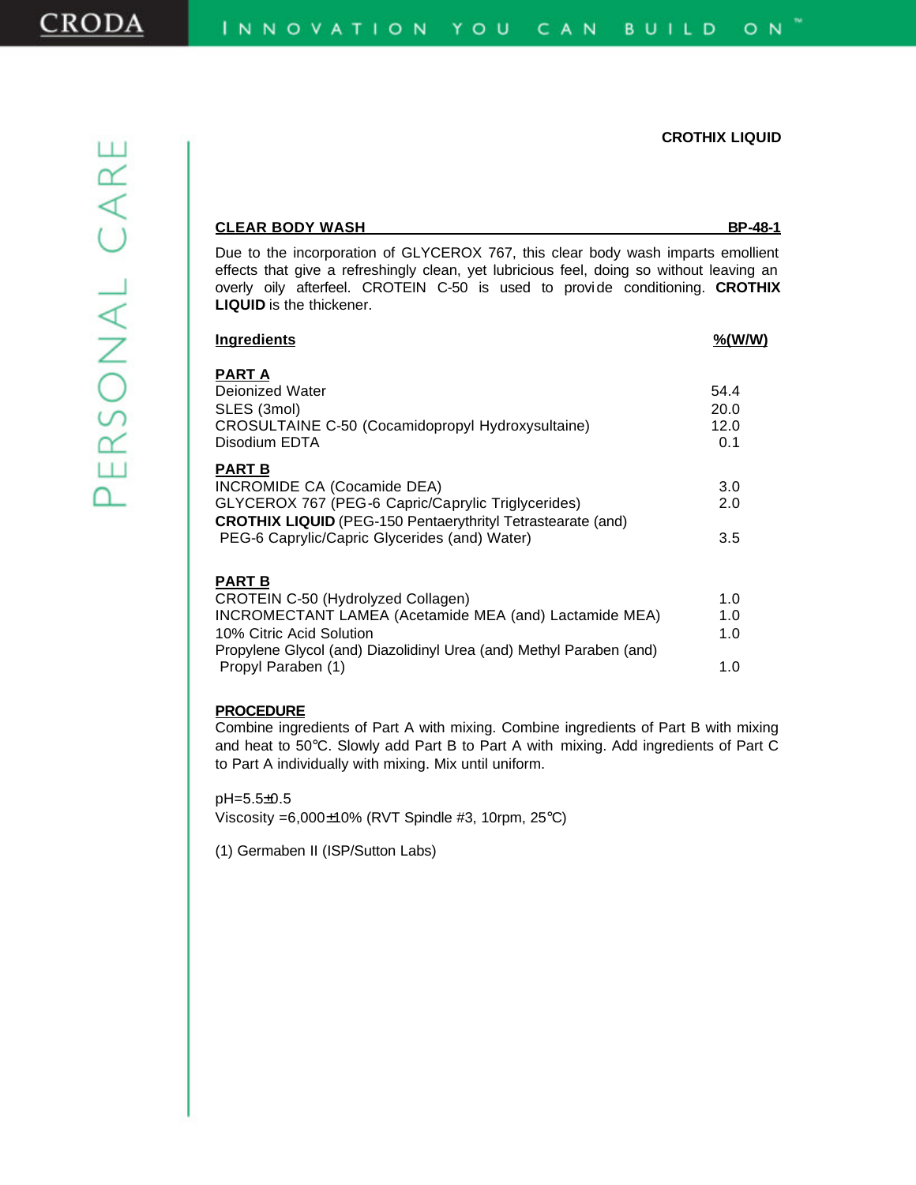**CROTHIX LIQUID**

## CLEAR BODY WASH — BP-48-1

Due to the incorporation of GLYCEROX 767, this clear body wash imparts emollient effects that give a refreshingly clean, yet lubricious feel, doing so without leaving an overly oily afterfeel. CROTEIN C-50 is used to provide conditioning. **CROTHIX LIQUID** is the thickener.

| Ingredients | %(W/W) |
|---|---|
| **PART A** | |
| Deionized Water | 54.4 |
| SLES (3mol) | 20.0 |
| CROSULTAINE C-50 (Cocamidopropyl Hydroxysultaine) | 12.0 |
| Disodium EDTA | 0.1 |
| **PART B** | |
| INCROMIDE CA (Cocamide DEA) | 3.0 |
| GLYCEROX 767 (PEG-6 Capric/Caprylic Triglycerides) | 2.0 |
| **CROTHIX LIQUID** (PEG-150 Pentaerythrityl Tetrastearate (and) PEG-6 Caprylic/Capric Glycerides (and) Water) | 3.5 |
| **PART B** | |
| CROTEIN C-50 (Hydrolyzed Collagen) | 1.0 |
| INCROMECTANT LAMEA (Acetamide MEA (and) Lactamide MEA) | 1.0 |
| 10% Citric Acid Solution | 1.0 |
| Propylene Glycol (and) Diazolidinyl Urea (and) Methyl Paraben (and) Propyl Paraben (1) | 1.0 |

**PROCEDURE**

Combine ingredients of Part A with mixing. Combine ingredients of Part B with mixing and heat to 50℃. Slowly add Part B to Part A with mixing. Add ingredients of Part C to Part A individually with mixing. Mix until uniform.

pH=5.5±0.5
Viscosity =6,000±10% (RVT Spindle #3, 10rpm, 25℃)

(1) Germaben II (ISP/Sutton Labs)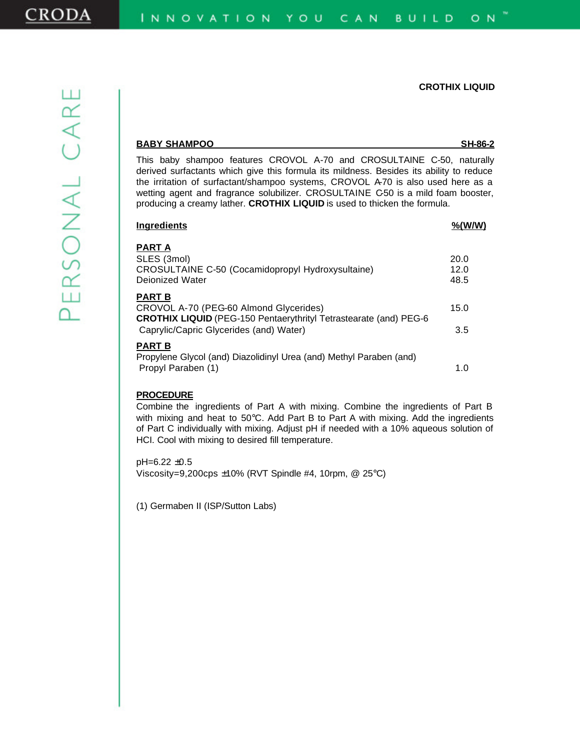**CROTHIX LIQUID**

## BABY SHAMPOO — SH-86-2

This baby shampoo features CROVOL A-70 and CROSULTAINE C-50, naturally derived surfactants which give this formula its mildness. Besides its ability to reduce the irritation of surfactant/shampoo systems, CROVOL A-70 is also used here as a wetting agent and fragrance solubilizer. CROSULTAINE C-50 is a mild foam booster, producing a creamy lather. **CROTHIX LIQUID** is used to thicken the formula.

| Ingredients | %(W/W) |
|---|---|
| **PART A** | |
| SLES (3mol) | 20.0 |
| CROSULTAINE C-50 (Cocamidopropyl Hydroxysultaine) | 12.0 |
| Deionized Water | 48.5 |
| **PART B** | |
| CROVOL A-70 (PEG-60 Almond Glycerides) | 15.0 |
| **CROTHIX LIQUID** (PEG-150 Pentaerythrityl Tetrastearate (and) PEG-6 Caprylic/Capric Glycerides (and) Water) | 3.5 |
| **PART B** | |
| Propylene Glycol (and) Diazolidinyl Urea (and) Methyl Paraben (and) Propyl Paraben (1) | 1.0 |

**PROCEDURE**

Combine the ingredients of Part A with mixing. Combine the ingredients of Part B with mixing and heat to 50°C. Add Part B to Part A with mixing. Add the ingredients of Part C individually with mixing. Adjust pH if needed with a 10% aqueous solution of HCl. Cool with mixing to desired fill temperature.

pH=6.22 ±0.5
Viscosity=9,200cps ±10% (RVT Spindle #4, 10rpm, @ 25°C)

(1) Germaben II (ISP/Sutton Labs)